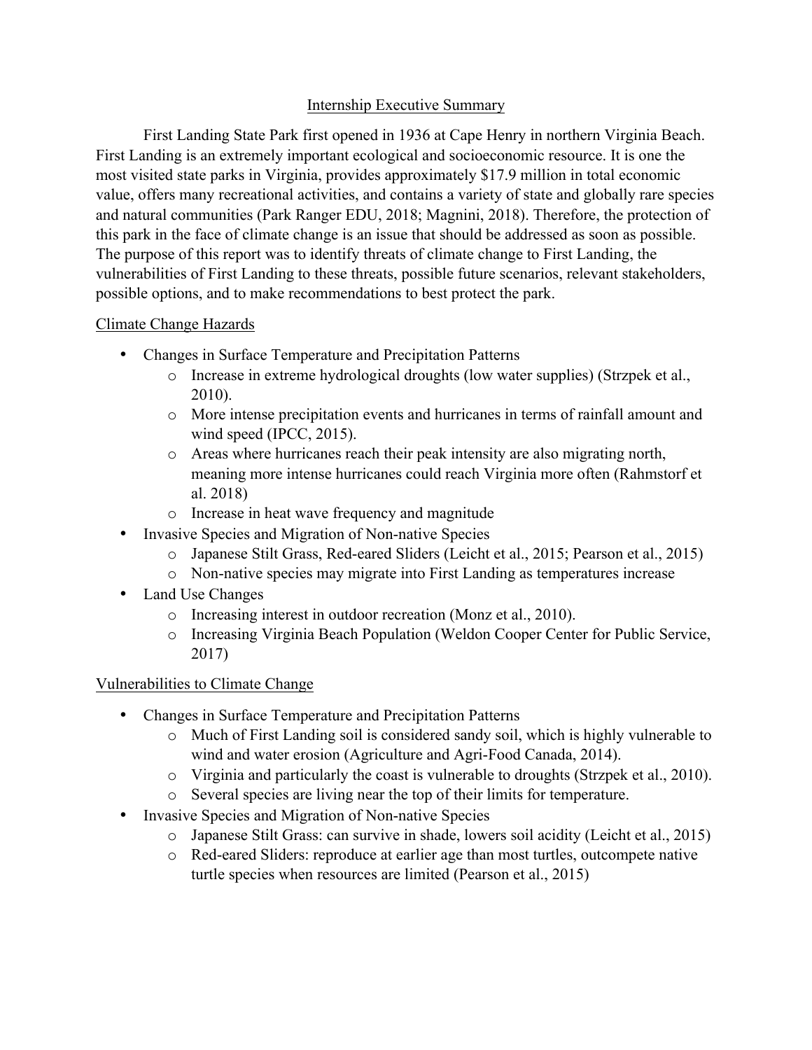# Internship Executive Summary

First Landing State Park first opened in 1936 at Cape Henry in northern Virginia Beach. First Landing is an extremely important ecological and socioeconomic resource. It is one the most visited state parks in Virginia, provides approximately $17.9 million in total economic value, offers many recreational activities, and contains a variety of state and globally rare species and natural communities (Park Ranger EDU, 2018; Magnini, 2018). Therefore, the protection of this park in the face of climate change is an issue that should be addressed as soon as possible. The purpose of this report was to identify threats of climate change to First Landing, the vulnerabilities of First Landing to these threats, possible future scenarios, relevant stakeholders, possible options, and to make recommendations to best protect the park.

## Climate Change Hazards

- Changes in Surface Temperature and Precipitation Patterns
  - Increase in extreme hydrological droughts (low water supplies) (Strzpek et al., 2010).
  - More intense precipitation events and hurricanes in terms of rainfall amount and wind speed (IPCC, 2015).
  - Areas where hurricanes reach their peak intensity are also migrating north, meaning more intense hurricanes could reach Virginia more often (Rahmstorf et al. 2018)
  - Increase in heat wave frequency and magnitude
- Invasive Species and Migration of Non-native Species
  - Japanese Stilt Grass, Red-eared Sliders (Leicht et al., 2015; Pearson et al., 2015)
  - Non-native species may migrate into First Landing as temperatures increase
- Land Use Changes
  - Increasing interest in outdoor recreation (Monz et al., 2010).
  - Increasing Virginia Beach Population (Weldon Cooper Center for Public Service, 2017)

## Vulnerabilities to Climate Change

- Changes in Surface Temperature and Precipitation Patterns
  - Much of First Landing soil is considered sandy soil, which is highly vulnerable to wind and water erosion (Agriculture and Agri-Food Canada, 2014).
  - Virginia and particularly the coast is vulnerable to droughts (Strzpek et al., 2010).
  - Several species are living near the top of their limits for temperature.
- Invasive Species and Migration of Non-native Species
  - Japanese Stilt Grass: can survive in shade, lowers soil acidity (Leicht et al., 2015)
  - Red-eared Sliders: reproduce at earlier age than most turtles, outcompete native turtle species when resources are limited (Pearson et al., 2015)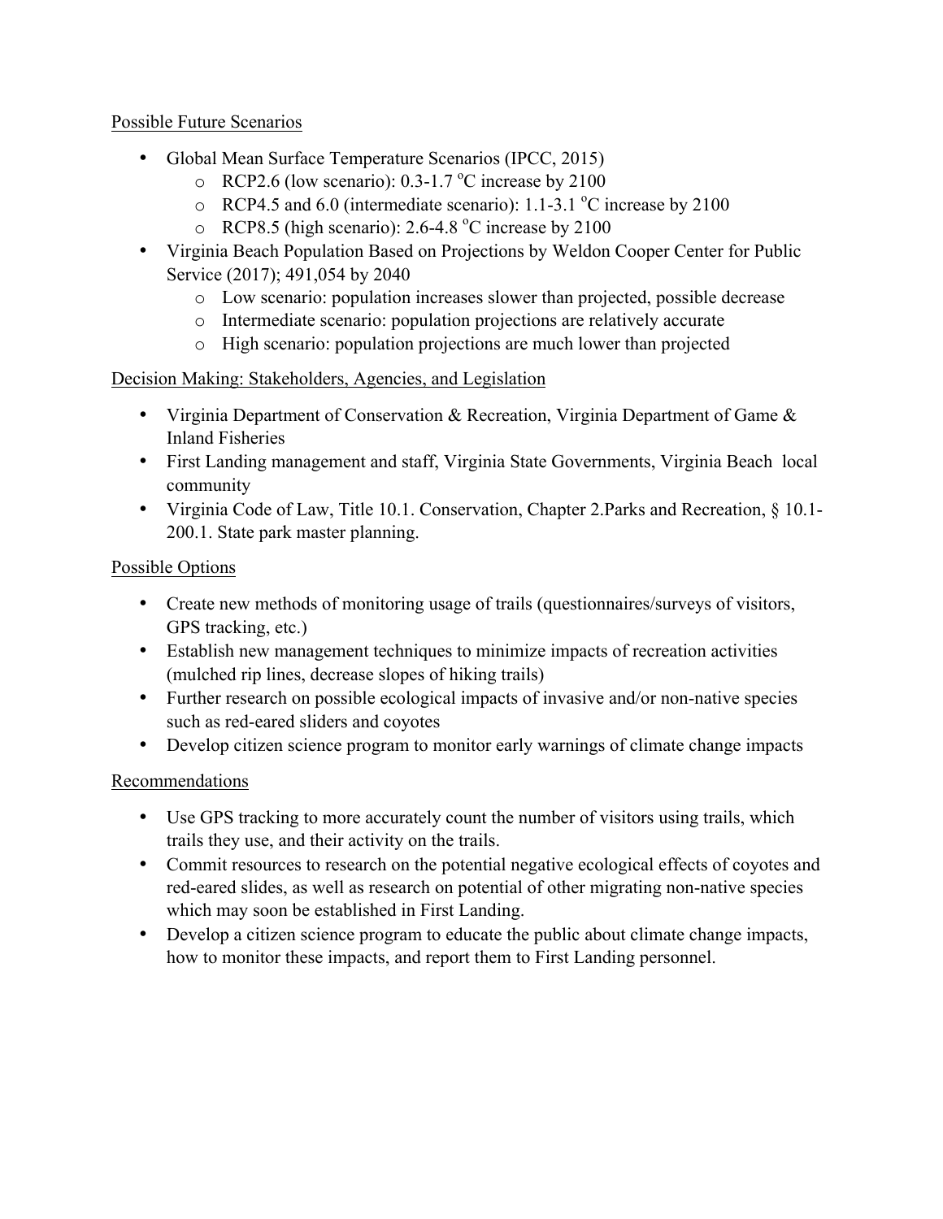Possible Future Scenarios

- Global Mean Surface Temperature Scenarios (IPCC, 2015)
  - RCP2.6 (low scenario): 0.3-1.7 $^{o}$C increase by 2100
  - RCP4.5 and 6.0 (intermediate scenario): 1.1-3.1 $^{o}$C increase by 2100
  - RCP8.5 (high scenario): 2.6-4.8 $^{o}$C increase by 2100
- Virginia Beach Population Based on Projections by Weldon Cooper Center for Public Service (2017); 491,054 by 2040
  - Low scenario: population increases slower than projected, possible decrease
  - Intermediate scenario: population projections are relatively accurate
  - High scenario: population projections are much lower than projected

Decision Making: Stakeholders, Agencies, and Legislation

- Virginia Department of Conservation & Recreation, Virginia Department of Game & Inland Fisheries
- First Landing management and staff, Virginia State Governments, Virginia Beach local community
- Virginia Code of Law, Title 10.1. Conservation, Chapter 2.Parks and Recreation, § 10.1-200.1. State park master planning.

Possible Options

- Create new methods of monitoring usage of trails (questionnaires/surveys of visitors, GPS tracking, etc.)
- Establish new management techniques to minimize impacts of recreation activities (mulched rip lines, decrease slopes of hiking trails)
- Further research on possible ecological impacts of invasive and/or non-native species such as red-eared sliders and coyotes
- Develop citizen science program to monitor early warnings of climate change impacts

Recommendations

- Use GPS tracking to more accurately count the number of visitors using trails, which trails they use, and their activity on the trails.
- Commit resources to research on the potential negative ecological effects of coyotes and red-eared slides, as well as research on potential of other migrating non-native species which may soon be established in First Landing.
- Develop a citizen science program to educate the public about climate change impacts, how to monitor these impacts, and report them to First Landing personnel.